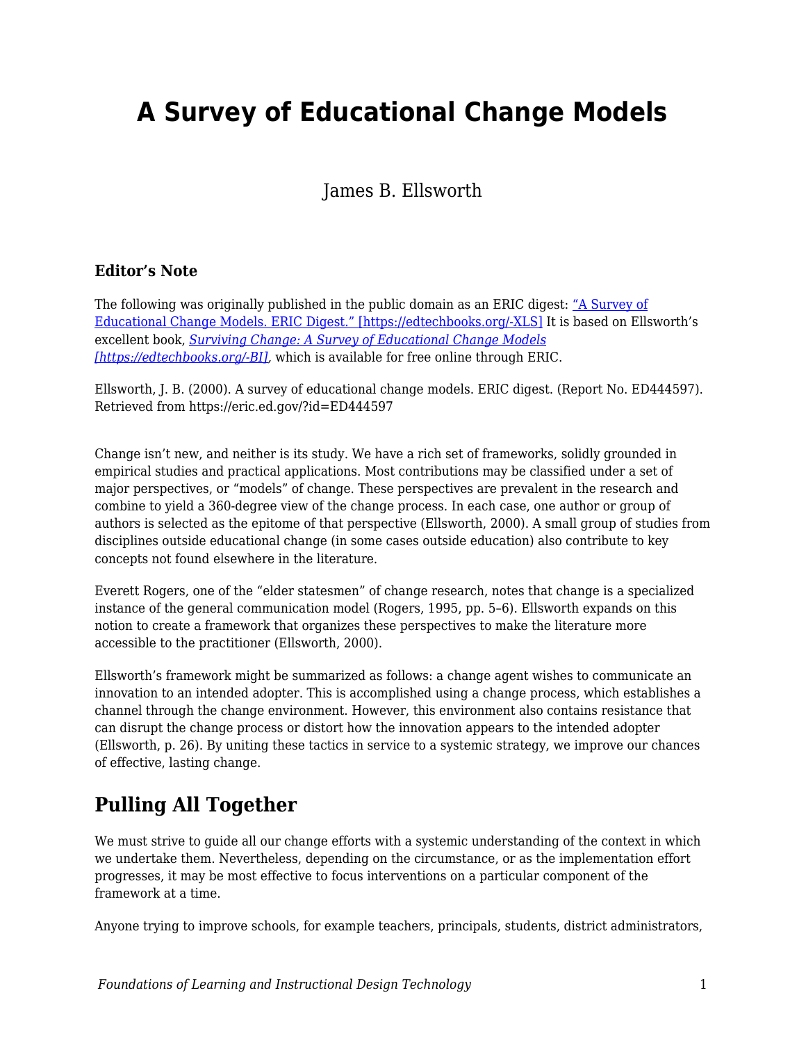# A Survey of Educational Change Models

James B. Ellsworth

### Editor's Note

The following was originally published in the public domain as an ERIC digest: [“A Survey of Educational Change Models. ERIC Digest.” [https://edtechbooks.org/-XLS]](https://edtechbooks.org/-XLS) It is based on Ellsworth's excellent book, [*Surviving Change: A Survey of Educational Change Models [https://edtechbooks.org/-BI]*](https://edtechbooks.org/-BI), which is available for free online through ERIC.

Ellsworth, J. B. (2000). A survey of educational change models. ERIC digest. (Report No. ED444597). Retrieved from https://eric.ed.gov/?id=ED444597

Change isn't new, and neither is its study. We have a rich set of frameworks, solidly grounded in empirical studies and practical applications. Most contributions may be classified under a set of major perspectives, or "models" of change. These perspectives are prevalent in the research and combine to yield a 360-degree view of the change process. In each case, one author or group of authors is selected as the epitome of that perspective (Ellsworth, 2000). A small group of studies from disciplines outside educational change (in some cases outside education) also contribute to key concepts not found elsewhere in the literature.

Everett Rogers, one of the "elder statesmen" of change research, notes that change is a specialized instance of the general communication model (Rogers, 1995, pp. 5–6). Ellsworth expands on this notion to create a framework that organizes these perspectives to make the literature more accessible to the practitioner (Ellsworth, 2000).

Ellsworth's framework might be summarized as follows: a change agent wishes to communicate an innovation to an intended adopter. This is accomplished using a change process, which establishes a channel through the change environment. However, this environment also contains resistance that can disrupt the change process or distort how the innovation appears to the intended adopter (Ellsworth, p. 26). By uniting these tactics in service to a systemic strategy, we improve our chances of effective, lasting change.

## Pulling All Together

We must strive to guide all our change efforts with a systemic understanding of the context in which we undertake them. Nevertheless, depending on the circumstance, or as the implementation effort progresses, it may be most effective to focus interventions on a particular component of the framework at a time.

Anyone trying to improve schools, for example teachers, principals, students, district administrators,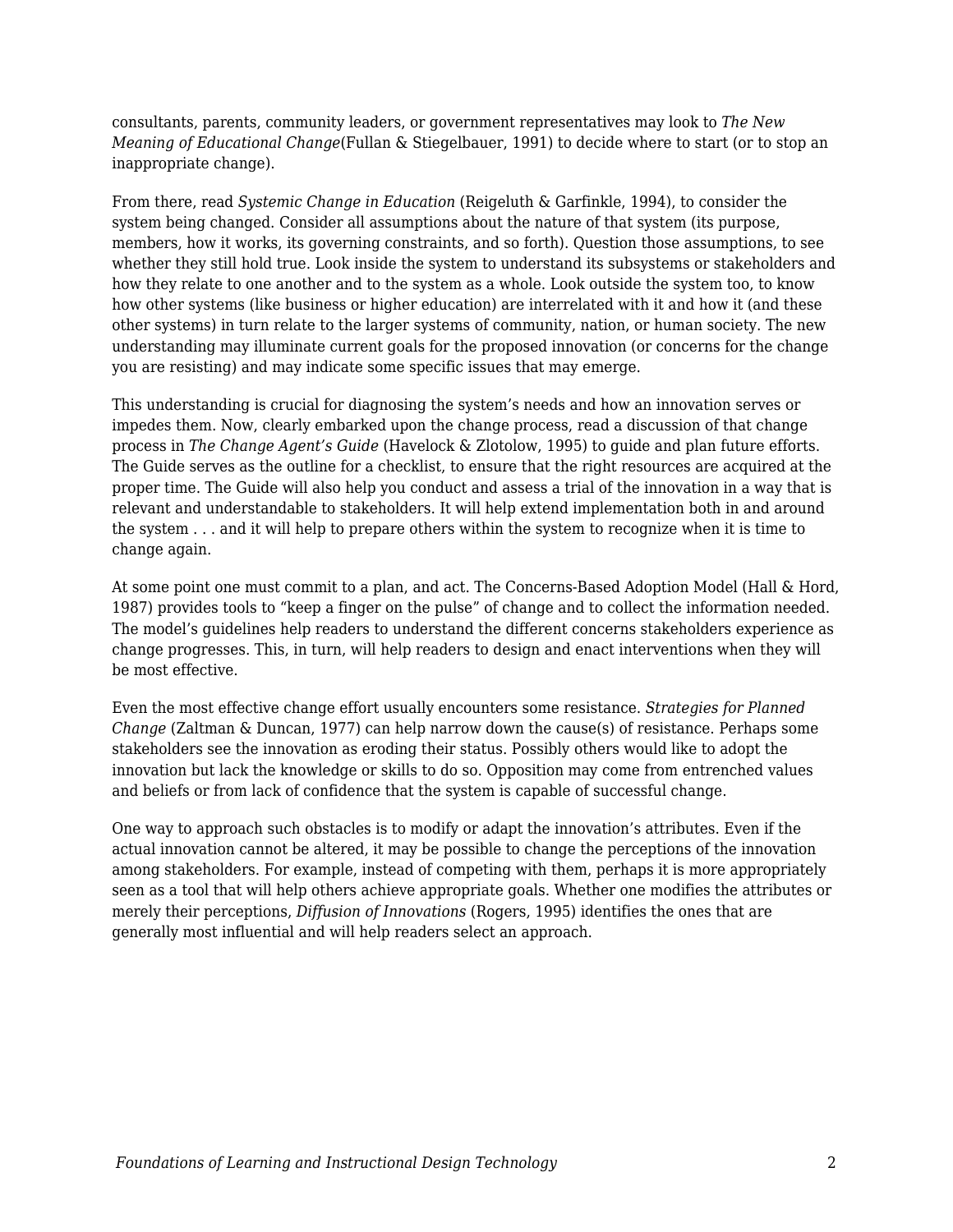consultants, parents, community leaders, or government representatives may look to *The New Meaning of Educational Change*(Fullan & Stiegelbauer, 1991) to decide where to start (or to stop an inappropriate change).

From there, read *Systemic Change in Education* (Reigeluth & Garfinkle, 1994), to consider the system being changed. Consider all assumptions about the nature of that system (its purpose, members, how it works, its governing constraints, and so forth). Question those assumptions, to see whether they still hold true. Look inside the system to understand its subsystems or stakeholders and how they relate to one another and to the system as a whole. Look outside the system too, to know how other systems (like business or higher education) are interrelated with it and how it (and these other systems) in turn relate to the larger systems of community, nation, or human society. The new understanding may illuminate current goals for the proposed innovation (or concerns for the change you are resisting) and may indicate some specific issues that may emerge.

This understanding is crucial for diagnosing the system's needs and how an innovation serves or impedes them. Now, clearly embarked upon the change process, read a discussion of that change process in *The Change Agent's Guide* (Havelock & Zlotolow, 1995) to guide and plan future efforts. The Guide serves as the outline for a checklist, to ensure that the right resources are acquired at the proper time. The Guide will also help you conduct and assess a trial of the innovation in a way that is relevant and understandable to stakeholders. It will help extend implementation both in and around the system . . . and it will help to prepare others within the system to recognize when it is time to change again.

At some point one must commit to a plan, and act. The Concerns-Based Adoption Model (Hall & Hord, 1987) provides tools to "keep a finger on the pulse" of change and to collect the information needed. The model's guidelines help readers to understand the different concerns stakeholders experience as change progresses. This, in turn, will help readers to design and enact interventions when they will be most effective.

Even the most effective change effort usually encounters some resistance. *Strategies for Planned Change* (Zaltman & Duncan, 1977) can help narrow down the cause(s) of resistance. Perhaps some stakeholders see the innovation as eroding their status. Possibly others would like to adopt the innovation but lack the knowledge or skills to do so. Opposition may come from entrenched values and beliefs or from lack of confidence that the system is capable of successful change.

One way to approach such obstacles is to modify or adapt the innovation's attributes. Even if the actual innovation cannot be altered, it may be possible to change the perceptions of the innovation among stakeholders. For example, instead of competing with them, perhaps it is more appropriately seen as a tool that will help others achieve appropriate goals. Whether one modifies the attributes or merely their perceptions, *Diffusion of Innovations* (Rogers, 1995) identifies the ones that are generally most influential and will help readers select an approach.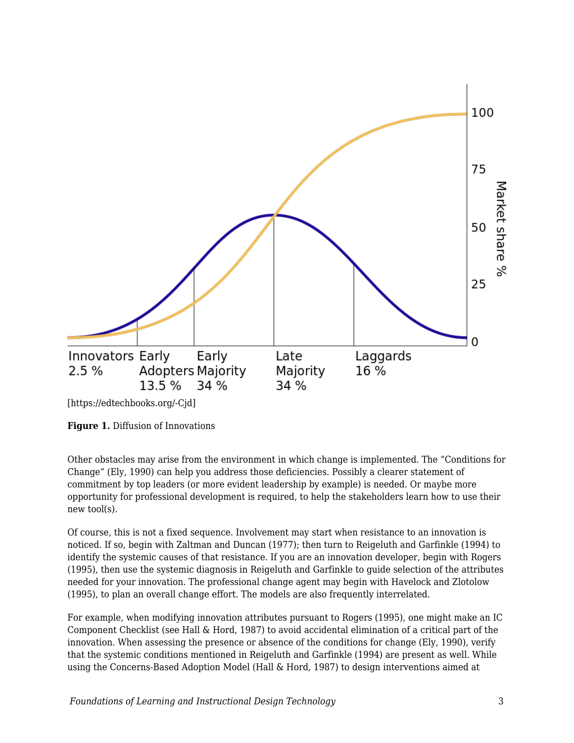[https://edtechbooks.org/-Cjd]

**Figure 1.** Diffusion of Innovations

Other obstacles may arise from the environment in which change is implemented. The "Conditions for Change" (Ely, 1990) can help you address those deficiencies. Possibly a clearer statement of commitment by top leaders (or more evident leadership by example) is needed. Or maybe more opportunity for professional development is required, to help the stakeholders learn how to use their new tool(s).

Of course, this is not a fixed sequence. Involvement may start when resistance to an innovation is noticed. If so, begin with Zaltman and Duncan (1977); then turn to Reigeluth and Garfinkle (1994) to identify the systemic causes of that resistance. If you are an innovation developer, begin with Rogers (1995), then use the systemic diagnosis in Reigeluth and Garfinkle to guide selection of the attributes needed for your innovation. The professional change agent may begin with Havelock and Zlotolow (1995), to plan an overall change effort. The models are also frequently interrelated.

For example, when modifying innovation attributes pursuant to Rogers (1995), one might make an IC Component Checklist (see Hall & Hord, 1987) to avoid accidental elimination of a critical part of the innovation. When assessing the presence or absence of the conditions for change (Ely, 1990), verify that the systemic conditions mentioned in Reigeluth and Garfinkle (1994) are present as well. While using the Concerns-Based Adoption Model (Hall & Hord, 1987) to design interventions aimed at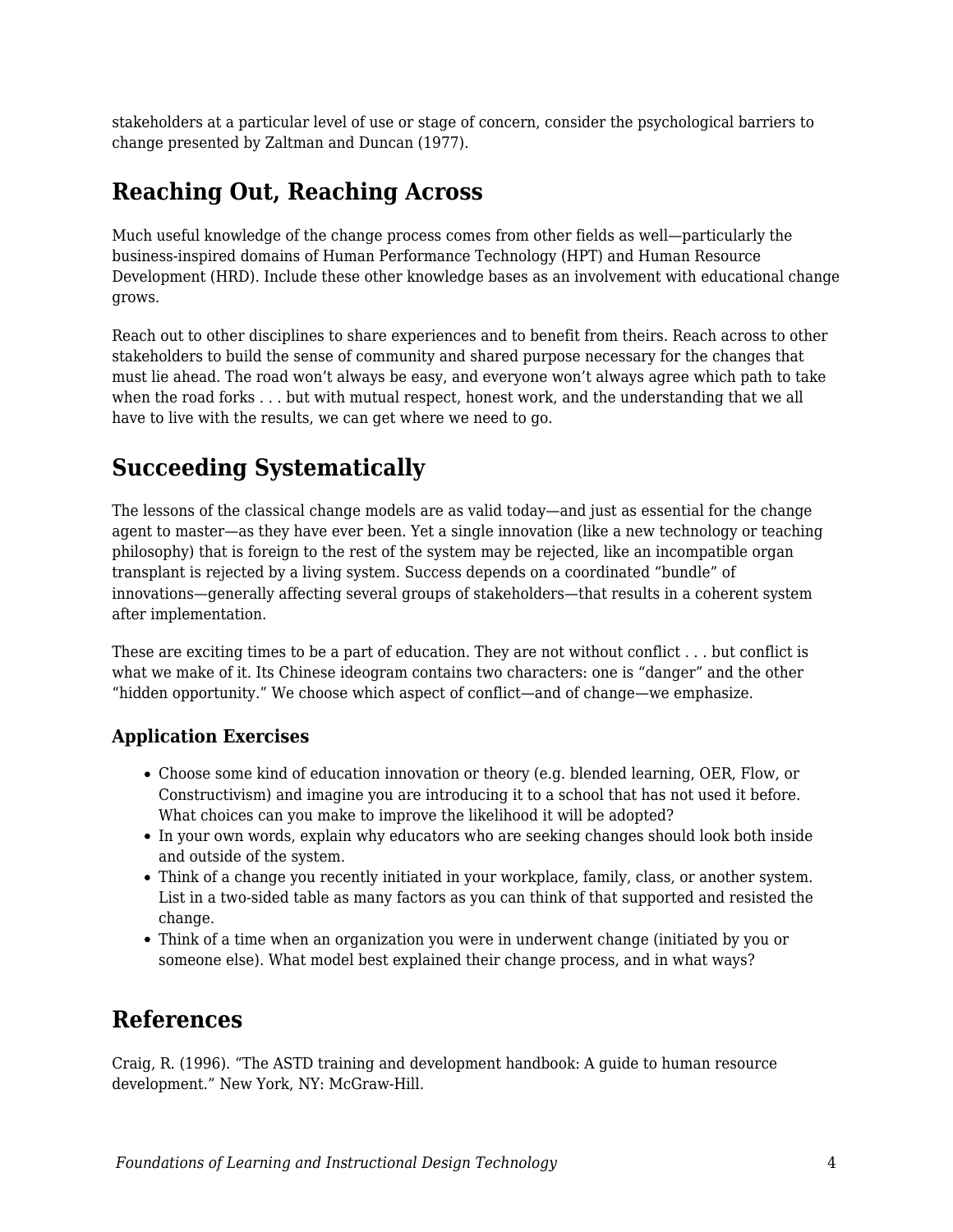stakeholders at a particular level of use or stage of concern, consider the psychological barriers to change presented by Zaltman and Duncan (1977).

## Reaching Out, Reaching Across

Much useful knowledge of the change process comes from other fields as well—particularly the business-inspired domains of Human Performance Technology (HPT) and Human Resource Development (HRD). Include these other knowledge bases as an involvement with educational change grows.

Reach out to other disciplines to share experiences and to benefit from theirs. Reach across to other stakeholders to build the sense of community and shared purpose necessary for the changes that must lie ahead. The road won't always be easy, and everyone won't always agree which path to take when the road forks . . . but with mutual respect, honest work, and the understanding that we all have to live with the results, we can get where we need to go.

## Succeeding Systematically

The lessons of the classical change models are as valid today—and just as essential for the change agent to master—as they have ever been. Yet a single innovation (like a new technology or teaching philosophy) that is foreign to the rest of the system may be rejected, like an incompatible organ transplant is rejected by a living system. Success depends on a coordinated "bundle" of innovations—generally affecting several groups of stakeholders—that results in a coherent system after implementation.

These are exciting times to be a part of education. They are not without conflict . . . but conflict is what we make of it. Its Chinese ideogram contains two characters: one is "danger" and the other "hidden opportunity." We choose which aspect of conflict—and of change—we emphasize.

### Application Exercises

- Choose some kind of education innovation or theory (e.g. blended learning, OER, Flow, or Constructivism) and imagine you are introducing it to a school that has not used it before. What choices can you make to improve the likelihood it will be adopted?
- In your own words, explain why educators who are seeking changes should look both inside and outside of the system.
- Think of a change you recently initiated in your workplace, family, class, or another system. List in a two-sided table as many factors as you can think of that supported and resisted the change.
- Think of a time when an organization you were in underwent change (initiated by you or someone else). What model best explained their change process, and in what ways?

## References

Craig, R. (1996). "The ASTD training and development handbook: A guide to human resource development." New York, NY: McGraw-Hill.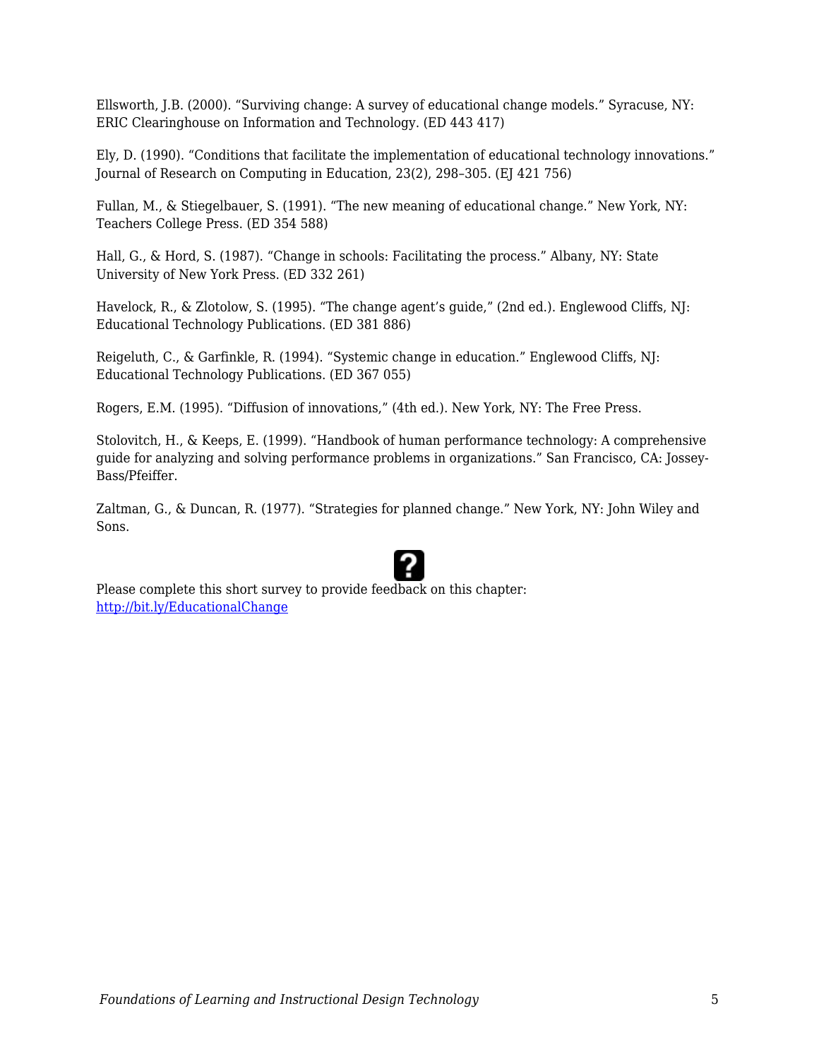Ellsworth, J.B. (2000). “Surviving change: A survey of educational change models.” Syracuse, NY: ERIC Clearinghouse on Information and Technology. (ED 443 417)

Ely, D. (1990). “Conditions that facilitate the implementation of educational technology innovations.” Journal of Research on Computing in Education, 23(2), 298–305. (EJ 421 756)

Fullan, M., & Stiegelbauer, S. (1991). “The new meaning of educational change.” New York, NY: Teachers College Press. (ED 354 588)

Hall, G., & Hord, S. (1987). “Change in schools: Facilitating the process.” Albany, NY: State University of New York Press. (ED 332 261)

Havelock, R., & Zlotolow, S. (1995). “The change agent’s guide,” (2nd ed.). Englewood Cliffs, NJ: Educational Technology Publications. (ED 381 886)

Reigeluth, C., & Garfinkle, R. (1994). “Systemic change in education.” Englewood Cliffs, NJ: Educational Technology Publications. (ED 367 055)

Rogers, E.M. (1995). “Diffusion of innovations,” (4th ed.). New York, NY: The Free Press.

Stolovitch, H., & Keeps, E. (1999). “Handbook of human performance technology: A comprehensive guide for analyzing and solving performance problems in organizations.” San Francisco, CA: Jossey-Bass/Pfeiffer.

Zaltman, G., & Duncan, R. (1977). “Strategies for planned change.” New York, NY: John Wiley and Sons.

Please complete this short survey to provide feedback on this chapter: [http://bit.ly/EducationalChange](http://bit.ly/EducationalChange)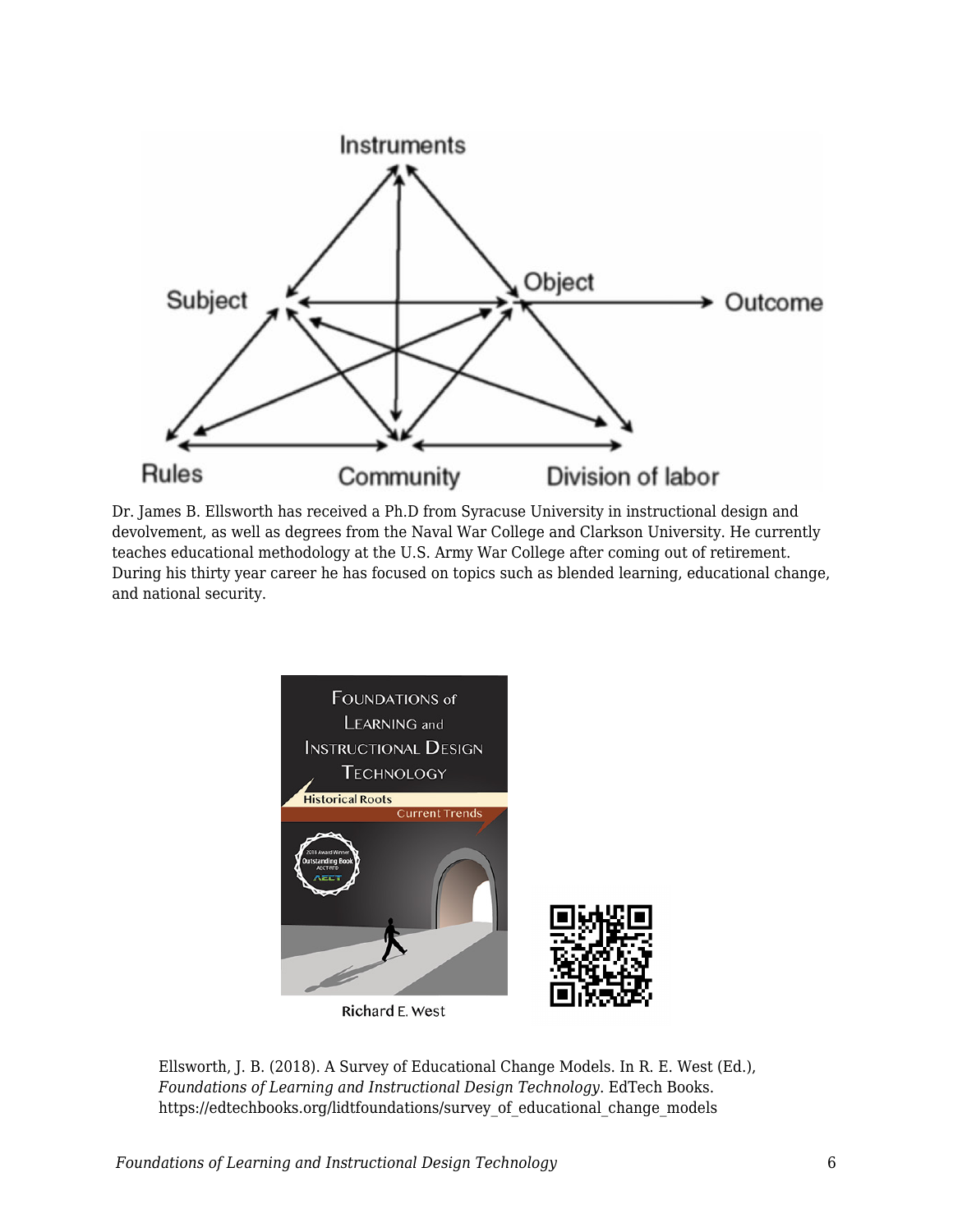Dr. James B. Ellsworth has received a Ph.D from Syracuse University in instructional design and devolvement, as well as degrees from the Naval War College and Clarkson University. He currently teaches educational methodology at the U.S. Army War College after coming out of retirement. During his thirty year career he has focused on topics such as blended learning, educational change, and national security.

Ellsworth, J. B. (2018). A Survey of Educational Change Models. In R. E. West (Ed.), *Foundations of Learning and Instructional Design Technology*. EdTech Books. https://edtechbooks.org/lidtfoundations/survey_of_educational_change_models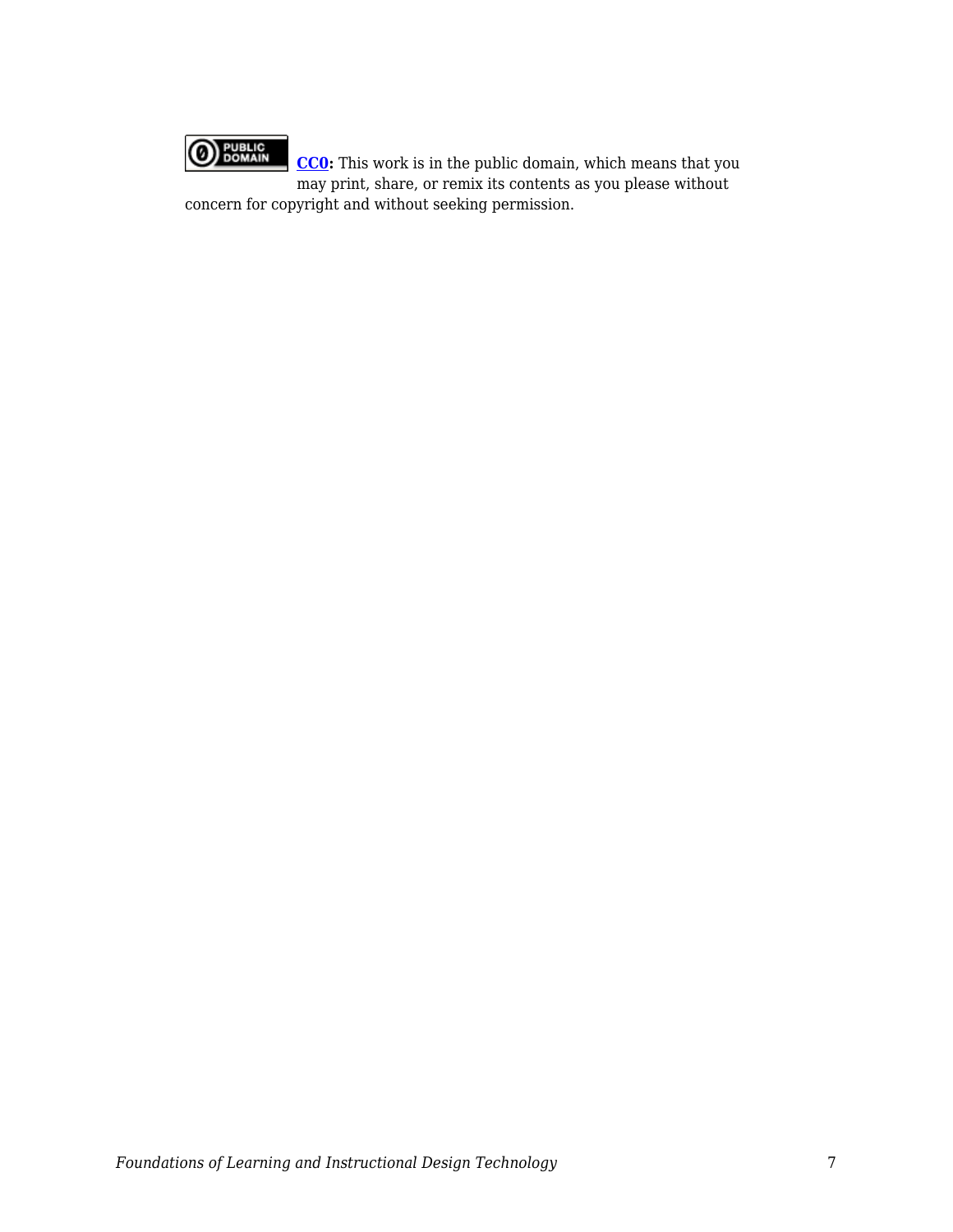**CC0:** This work is in the public domain, which means that you may print, share, or remix its contents as you please without concern for copyright and without seeking permission.